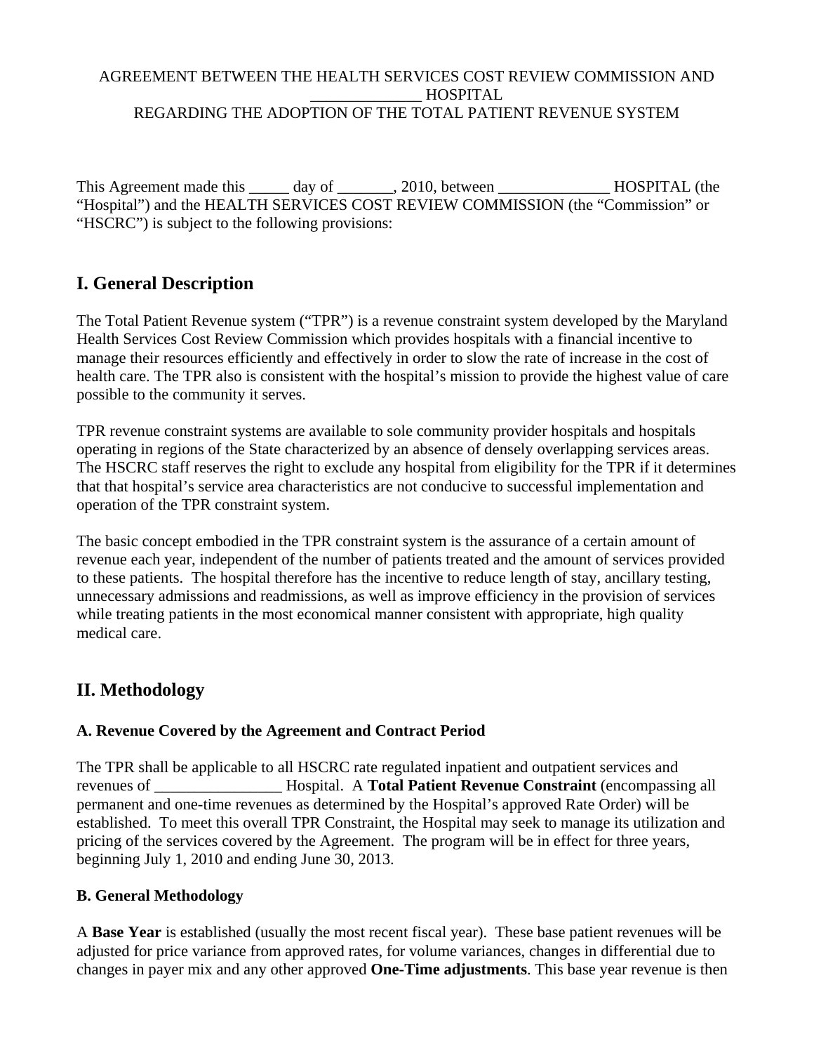AGREEMENT BETWEEN THE HEALTH SERVICES COST REVIEW COMMISSION AND _____________ HOSPITAL
REGARDING THE ADOPTION OF THE TOTAL PATIENT REVENUE SYSTEM

This Agreement made this _____ day of _______, 2010, between ______________ HOSPITAL (the "Hospital") and the HEALTH SERVICES COST REVIEW COMMISSION (the "Commission" or "HSCRC") is subject to the following provisions:

## I. General Description

The Total Patient Revenue system ("TPR") is a revenue constraint system developed by the Maryland Health Services Cost Review Commission which provides hospitals with a financial incentive to manage their resources efficiently and effectively in order to slow the rate of increase in the cost of health care. The TPR also is consistent with the hospital's mission to provide the highest value of care possible to the community it serves.

TPR revenue constraint systems are available to sole community provider hospitals and hospitals operating in regions of the State characterized by an absence of densely overlapping services areas. The HSCRC staff reserves the right to exclude any hospital from eligibility for the TPR if it determines that that hospital's service area characteristics are not conducive to successful implementation and operation of the TPR constraint system.

The basic concept embodied in the TPR constraint system is the assurance of a certain amount of revenue each year, independent of the number of patients treated and the amount of services provided to these patients. The hospital therefore has the incentive to reduce length of stay, ancillary testing, unnecessary admissions and readmissions, as well as improve efficiency in the provision of services while treating patients in the most economical manner consistent with appropriate, high quality medical care.

## II. Methodology

### A. Revenue Covered by the Agreement and Contract Period

The TPR shall be applicable to all HSCRC rate regulated inpatient and outpatient services and revenues of ________________ Hospital. A **Total Patient Revenue Constraint** (encompassing all permanent and one-time revenues as determined by the Hospital's approved Rate Order) will be established. To meet this overall TPR Constraint, the Hospital may seek to manage its utilization and pricing of the services covered by the Agreement. The program will be in effect for three years, beginning July 1, 2010 and ending June 30, 2013.

### B. General Methodology

A **Base Year** is established (usually the most recent fiscal year). These base patient revenues will be adjusted for price variance from approved rates, for volume variances, changes in differential due to changes in payer mix and any other approved **One-Time adjustments**. This base year revenue is then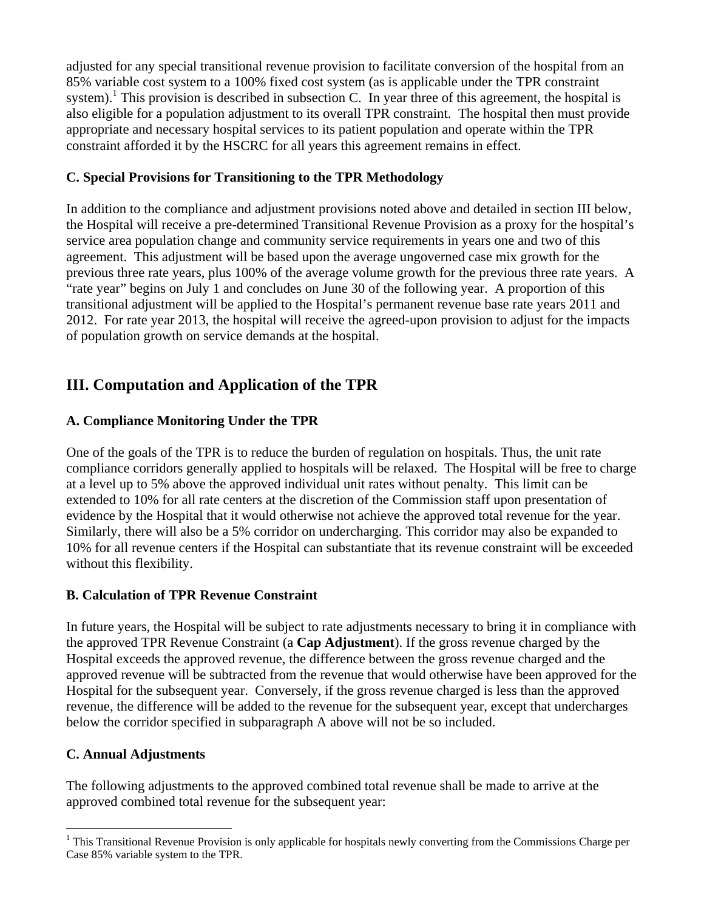adjusted for any special transitional revenue provision to facilitate conversion of the hospital from an 85% variable cost system to a 100% fixed cost system (as is applicable under the TPR constraint system).[1] This provision is described in subsection C. In year three of this agreement, the hospital is also eligible for a population adjustment to its overall TPR constraint. The hospital then must provide appropriate and necessary hospital services to its patient population and operate within the TPR constraint afforded it by the HSCRC for all years this agreement remains in effect.

### C. Special Provisions for Transitioning to the TPR Methodology

In addition to the compliance and adjustment provisions noted above and detailed in section III below, the Hospital will receive a pre-determined Transitional Revenue Provision as a proxy for the hospital's service area population change and community service requirements in years one and two of this agreement. This adjustment will be based upon the average ungoverned case mix growth for the previous three rate years, plus 100% of the average volume growth for the previous three rate years. A "rate year" begins on July 1 and concludes on June 30 of the following year. A proportion of this transitional adjustment will be applied to the Hospital's permanent revenue base rate years 2011 and 2012. For rate year 2013, the hospital will receive the agreed-upon provision to adjust for the impacts of population growth on service demands at the hospital.

## III. Computation and Application of the TPR

### A. Compliance Monitoring Under the TPR

One of the goals of the TPR is to reduce the burden of regulation on hospitals. Thus, the unit rate compliance corridors generally applied to hospitals will be relaxed. The Hospital will be free to charge at a level up to 5% above the approved individual unit rates without penalty. This limit can be extended to 10% for all rate centers at the discretion of the Commission staff upon presentation of evidence by the Hospital that it would otherwise not achieve the approved total revenue for the year. Similarly, there will also be a 5% corridor on undercharging. This corridor may also be expanded to 10% for all revenue centers if the Hospital can substantiate that its revenue constraint will be exceeded without this flexibility.

### B. Calculation of TPR Revenue Constraint

In future years, the Hospital will be subject to rate adjustments necessary to bring it in compliance with the approved TPR Revenue Constraint (a **Cap Adjustment**). If the gross revenue charged by the Hospital exceeds the approved revenue, the difference between the gross revenue charged and the approved revenue will be subtracted from the revenue that would otherwise have been approved for the Hospital for the subsequent year. Conversely, if the gross revenue charged is less than the approved revenue, the difference will be added to the revenue for the subsequent year, except that undercharges below the corridor specified in subparagraph A above will not be so included.

### C. Annual Adjustments

The following adjustments to the approved combined total revenue shall be made to arrive at the approved combined total revenue for the subsequent year:

---

[1] This Transitional Revenue Provision is only applicable for hospitals newly converting from the Commissions Charge per Case 85% variable system to the TPR.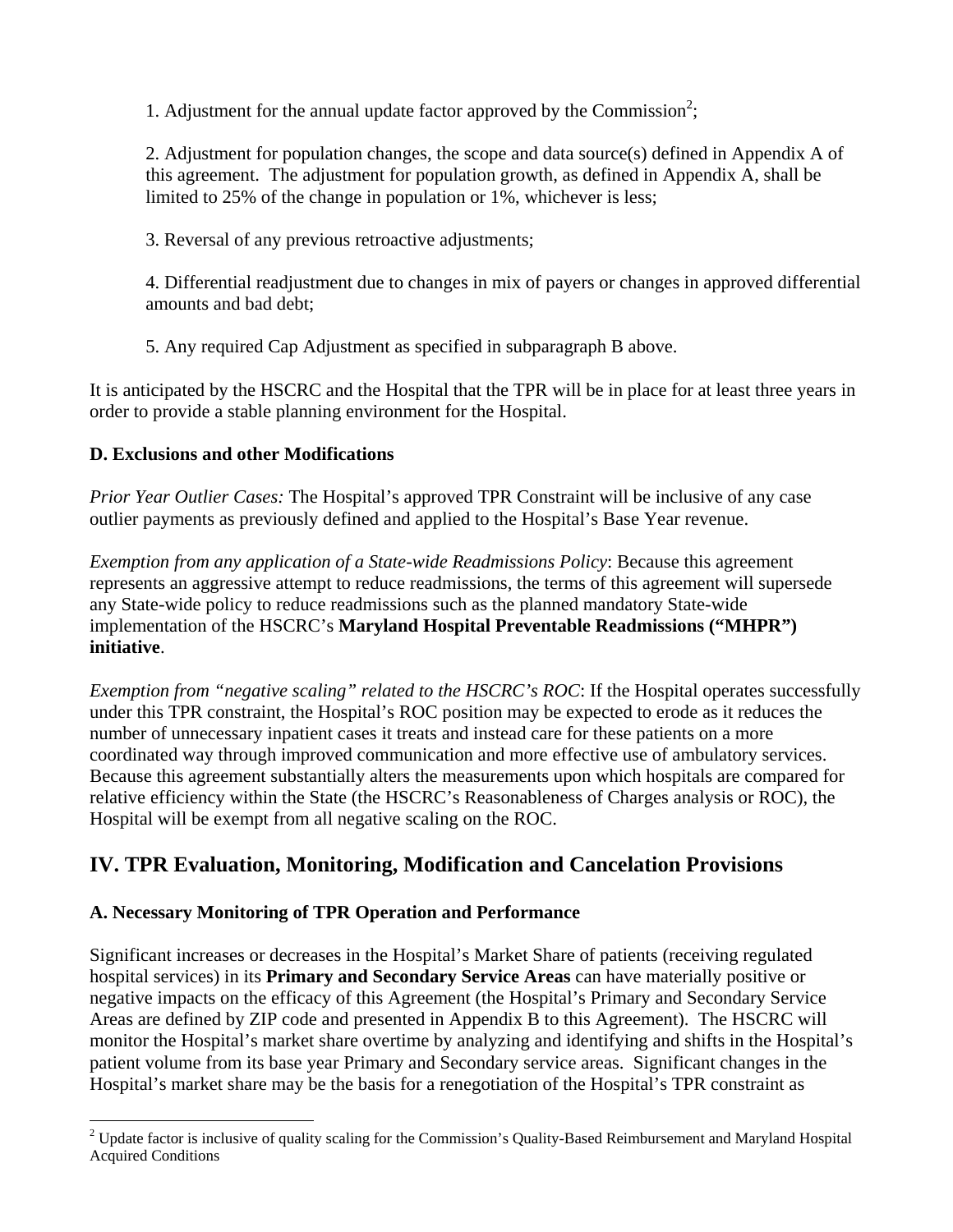1. Adjustment for the annual update factor approved by the Commission[2];

2. Adjustment for population changes, the scope and data source(s) defined in Appendix A of this agreement. The adjustment for population growth, as defined in Appendix A, shall be limited to 25% of the change in population or 1%, whichever is less;

3. Reversal of any previous retroactive adjustments;

4. Differential readjustment due to changes in mix of payers or changes in approved differential amounts and bad debt;

5. Any required Cap Adjustment as specified in subparagraph B above.

It is anticipated by the HSCRC and the Hospital that the TPR will be in place for at least three years in order to provide a stable planning environment for the Hospital.

### D. Exclusions and other Modifications

*Prior Year Outlier Cases:* The Hospital's approved TPR Constraint will be inclusive of any case outlier payments as previously defined and applied to the Hospital's Base Year revenue.

*Exemption from any application of a State-wide Readmissions Policy*: Because this agreement represents an aggressive attempt to reduce readmissions, the terms of this agreement will supersede any State-wide policy to reduce readmissions such as the planned mandatory State-wide implementation of the HSCRC's **Maryland Hospital Preventable Readmissions ("MHPR") initiative**.

*Exemption from "negative scaling" related to the HSCRC's ROC*: If the Hospital operates successfully under this TPR constraint, the Hospital's ROC position may be expected to erode as it reduces the number of unnecessary inpatient cases it treats and instead care for these patients on a more coordinated way through improved communication and more effective use of ambulatory services. Because this agreement substantially alters the measurements upon which hospitals are compared for relative efficiency within the State (the HSCRC's Reasonableness of Charges analysis or ROC), the Hospital will be exempt from all negative scaling on the ROC.

## IV. TPR Evaluation, Monitoring, Modification and Cancelation Provisions

### A. Necessary Monitoring of TPR Operation and Performance

Significant increases or decreases in the Hospital's Market Share of patients (receiving regulated hospital services) in its **Primary and Secondary Service Areas** can have materially positive or negative impacts on the efficacy of this Agreement (the Hospital's Primary and Secondary Service Areas are defined by ZIP code and presented in Appendix B to this Agreement). The HSCRC will monitor the Hospital's market share overtime by analyzing and identifying and shifts in the Hospital's patient volume from its base year Primary and Secondary service areas. Significant changes in the Hospital's market share may be the basis for a renegotiation of the Hospital's TPR constraint as

[2] Update factor is inclusive of quality scaling for the Commission's Quality-Based Reimbursement and Maryland Hospital Acquired Conditions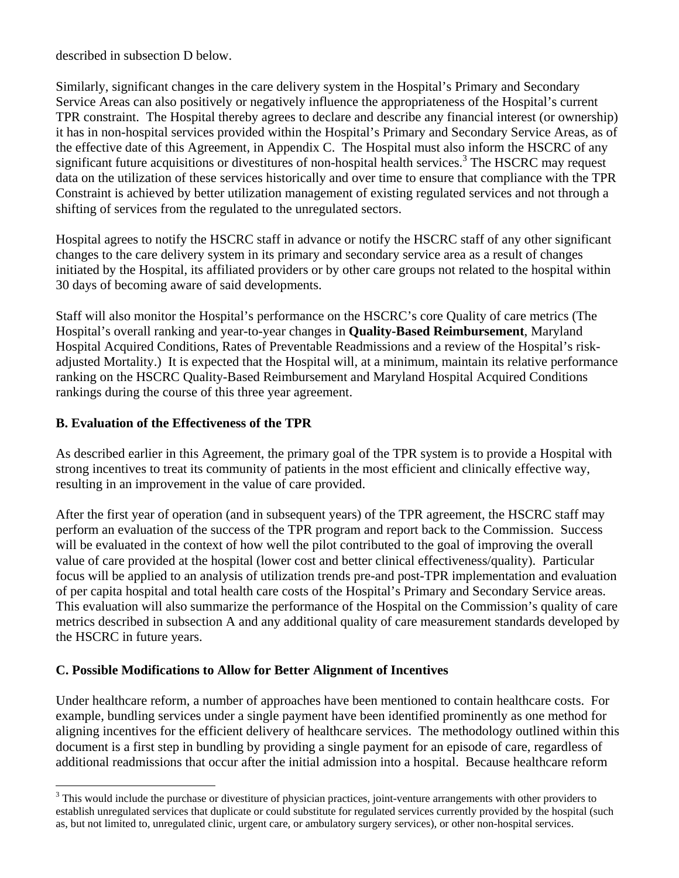described in subsection D below.

Similarly, significant changes in the care delivery system in the Hospital's Primary and Secondary Service Areas can also positively or negatively influence the appropriateness of the Hospital's current TPR constraint. The Hospital thereby agrees to declare and describe any financial interest (or ownership) it has in non-hospital services provided within the Hospital's Primary and Secondary Service Areas, as of the effective date of this Agreement, in Appendix C. The Hospital must also inform the HSCRC of any significant future acquisitions or divestitures of non-hospital health services.[3] The HSCRC may request data on the utilization of these services historically and over time to ensure that compliance with the TPR Constraint is achieved by better utilization management of existing regulated services and not through a shifting of services from the regulated to the unregulated sectors.

Hospital agrees to notify the HSCRC staff in advance or notify the HSCRC staff of any other significant changes to the care delivery system in its primary and secondary service area as a result of changes initiated by the Hospital, its affiliated providers or by other care groups not related to the hospital within 30 days of becoming aware of said developments.

Staff will also monitor the Hospital's performance on the HSCRC's core Quality of care metrics (The Hospital's overall ranking and year-to-year changes in **Quality-Based Reimbursement**, Maryland Hospital Acquired Conditions, Rates of Preventable Readmissions and a review of the Hospital's risk-adjusted Mortality.) It is expected that the Hospital will, at a minimum, maintain its relative performance ranking on the HSCRC Quality-Based Reimbursement and Maryland Hospital Acquired Conditions rankings during the course of this three year agreement.

### B. Evaluation of the Effectiveness of the TPR

As described earlier in this Agreement, the primary goal of the TPR system is to provide a Hospital with strong incentives to treat its community of patients in the most efficient and clinically effective way, resulting in an improvement in the value of care provided.

After the first year of operation (and in subsequent years) of the TPR agreement, the HSCRC staff may perform an evaluation of the success of the TPR program and report back to the Commission. Success will be evaluated in the context of how well the pilot contributed to the goal of improving the overall value of care provided at the hospital (lower cost and better clinical effectiveness/quality). Particular focus will be applied to an analysis of utilization trends pre-and post-TPR implementation and evaluation of per capita hospital and total health care costs of the Hospital's Primary and Secondary Service areas. This evaluation will also summarize the performance of the Hospital on the Commission's quality of care metrics described in subsection A and any additional quality of care measurement standards developed by the HSCRC in future years.

### C. Possible Modifications to Allow for Better Alignment of Incentives

Under healthcare reform, a number of approaches have been mentioned to contain healthcare costs. For example, bundling services under a single payment have been identified prominently as one method for aligning incentives for the efficient delivery of healthcare services. The methodology outlined within this document is a first step in bundling by providing a single payment for an episode of care, regardless of additional readmissions that occur after the initial admission into a hospital. Because healthcare reform

[3] This would include the purchase or divestiture of physician practices, joint-venture arrangements with other providers to establish unregulated services that duplicate or could substitute for regulated services currently provided by the hospital (such as, but not limited to, unregulated clinic, urgent care, or ambulatory surgery services), or other non-hospital services.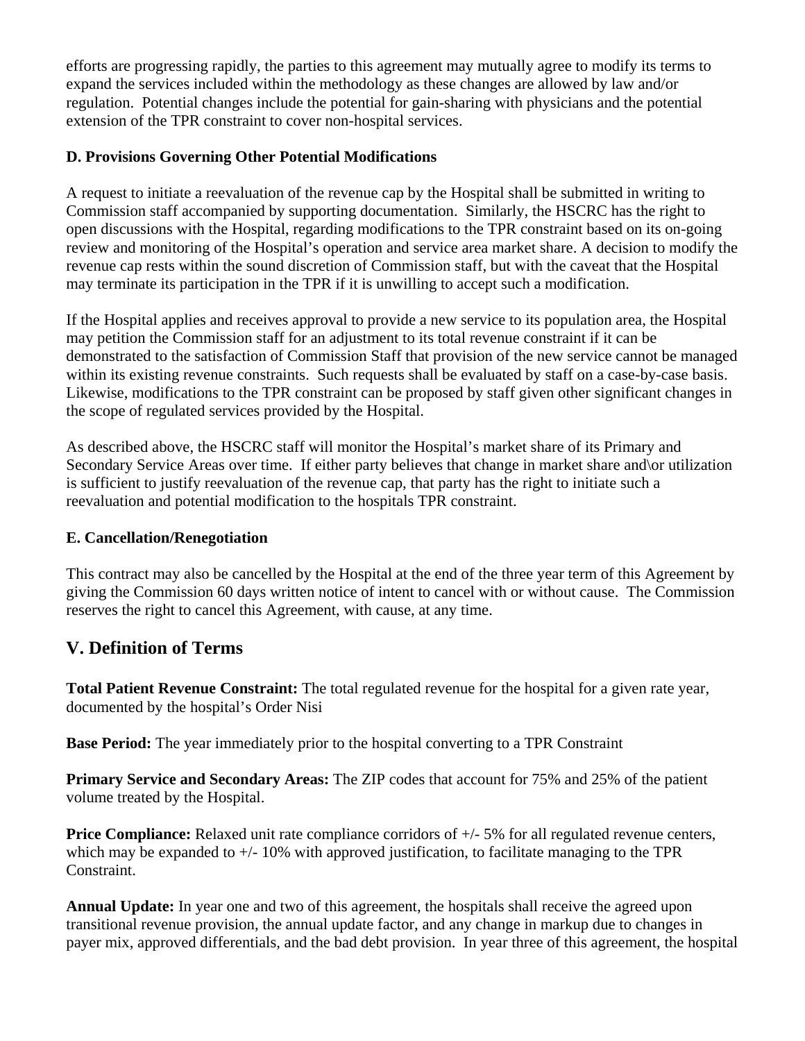efforts are progressing rapidly, the parties to this agreement may mutually agree to modify its terms to expand the services included within the methodology as these changes are allowed by law and/or regulation. Potential changes include the potential for gain-sharing with physicians and the potential extension of the TPR constraint to cover non-hospital services.

### D. Provisions Governing Other Potential Modifications

A request to initiate a reevaluation of the revenue cap by the Hospital shall be submitted in writing to Commission staff accompanied by supporting documentation. Similarly, the HSCRC has the right to open discussions with the Hospital, regarding modifications to the TPR constraint based on its on-going review and monitoring of the Hospital's operation and service area market share. A decision to modify the revenue cap rests within the sound discretion of Commission staff, but with the caveat that the Hospital may terminate its participation in the TPR if it is unwilling to accept such a modification.

If the Hospital applies and receives approval to provide a new service to its population area, the Hospital may petition the Commission staff for an adjustment to its total revenue constraint if it can be demonstrated to the satisfaction of Commission Staff that provision of the new service cannot be managed within its existing revenue constraints. Such requests shall be evaluated by staff on a case-by-case basis. Likewise, modifications to the TPR constraint can be proposed by staff given other significant changes in the scope of regulated services provided by the Hospital.

As described above, the HSCRC staff will monitor the Hospital's market share of its Primary and Secondary Service Areas over time. If either party believes that change in market share and\or utilization is sufficient to justify reevaluation of the revenue cap, that party has the right to initiate such a reevaluation and potential modification to the hospitals TPR constraint.

### E. Cancellation/Renegotiation

This contract may also be cancelled by the Hospital at the end of the three year term of this Agreement by giving the Commission 60 days written notice of intent to cancel with or without cause. The Commission reserves the right to cancel this Agreement, with cause, at any time.

## V. Definition of Terms

**Total Patient Revenue Constraint:** The total regulated revenue for the hospital for a given rate year, documented by the hospital's Order Nisi

**Base Period:** The year immediately prior to the hospital converting to a TPR Constraint

**Primary Service and Secondary Areas:** The ZIP codes that account for 75% and 25% of the patient volume treated by the Hospital.

**Price Compliance:** Relaxed unit rate compliance corridors of +/- 5% for all regulated revenue centers, which may be expanded to +/- 10% with approved justification, to facilitate managing to the TPR Constraint.

**Annual Update:** In year one and two of this agreement, the hospitals shall receive the agreed upon transitional revenue provision, the annual update factor, and any change in markup due to changes in payer mix, approved differentials, and the bad debt provision. In year three of this agreement, the hospital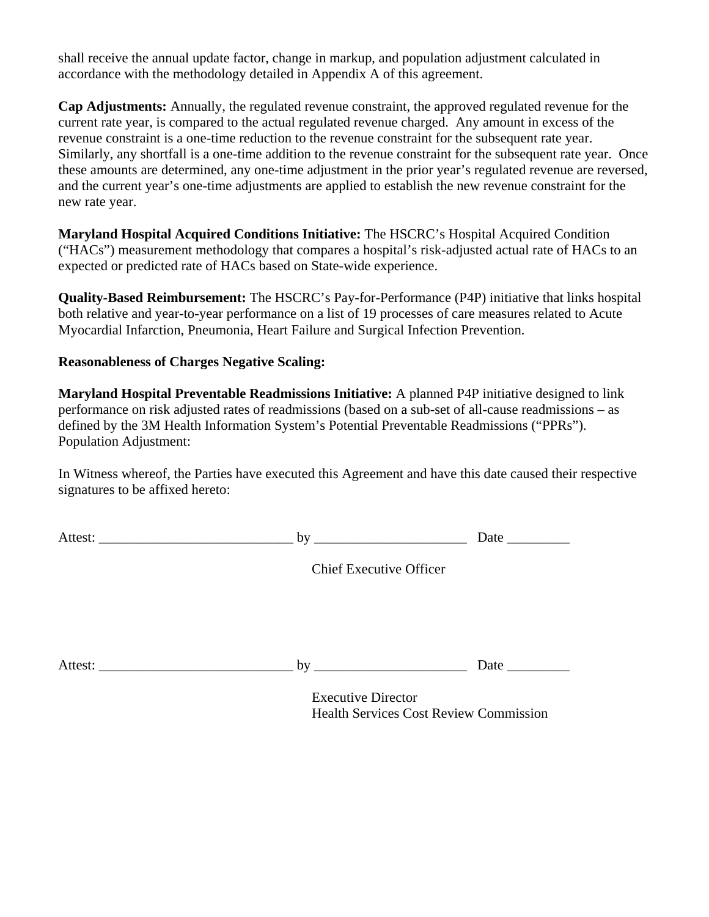shall receive the annual update factor, change in markup, and population adjustment calculated in accordance with the methodology detailed in Appendix A of this agreement.

**Cap Adjustments:** Annually, the regulated revenue constraint, the approved regulated revenue for the current rate year, is compared to the actual regulated revenue charged. Any amount in excess of the revenue constraint is a one-time reduction to the revenue constraint for the subsequent rate year. Similarly, any shortfall is a one-time addition to the revenue constraint for the subsequent rate year. Once these amounts are determined, any one-time adjustment in the prior year's regulated revenue are reversed, and the current year's one-time adjustments are applied to establish the new revenue constraint for the new rate year.

**Maryland Hospital Acquired Conditions Initiative:** The HSCRC's Hospital Acquired Condition ("HACs") measurement methodology that compares a hospital's risk-adjusted actual rate of HACs to an expected or predicted rate of HACs based on State-wide experience.

**Quality-Based Reimbursement:** The HSCRC's Pay-for-Performance (P4P) initiative that links hospital both relative and year-to-year performance on a list of 19 processes of care measures related to Acute Myocardial Infarction, Pneumonia, Heart Failure and Surgical Infection Prevention.

**Reasonableness of Charges Negative Scaling:**

**Maryland Hospital Preventable Readmissions Initiative:** A planned P4P initiative designed to link performance on risk adjusted rates of readmissions (based on a sub-set of all-cause readmissions – as defined by the 3M Health Information System's Potential Preventable Readmissions ("PPRs").
Population Adjustment:

In Witness whereof, the Parties have executed this Agreement and have this date caused their respective signatures to be affixed hereto:

Attest: ____________________________ by ______________________ Date _________

Chief Executive Officer

Attest: ____________________________ by ______________________ Date _________

Executive Director
Health Services Cost Review Commission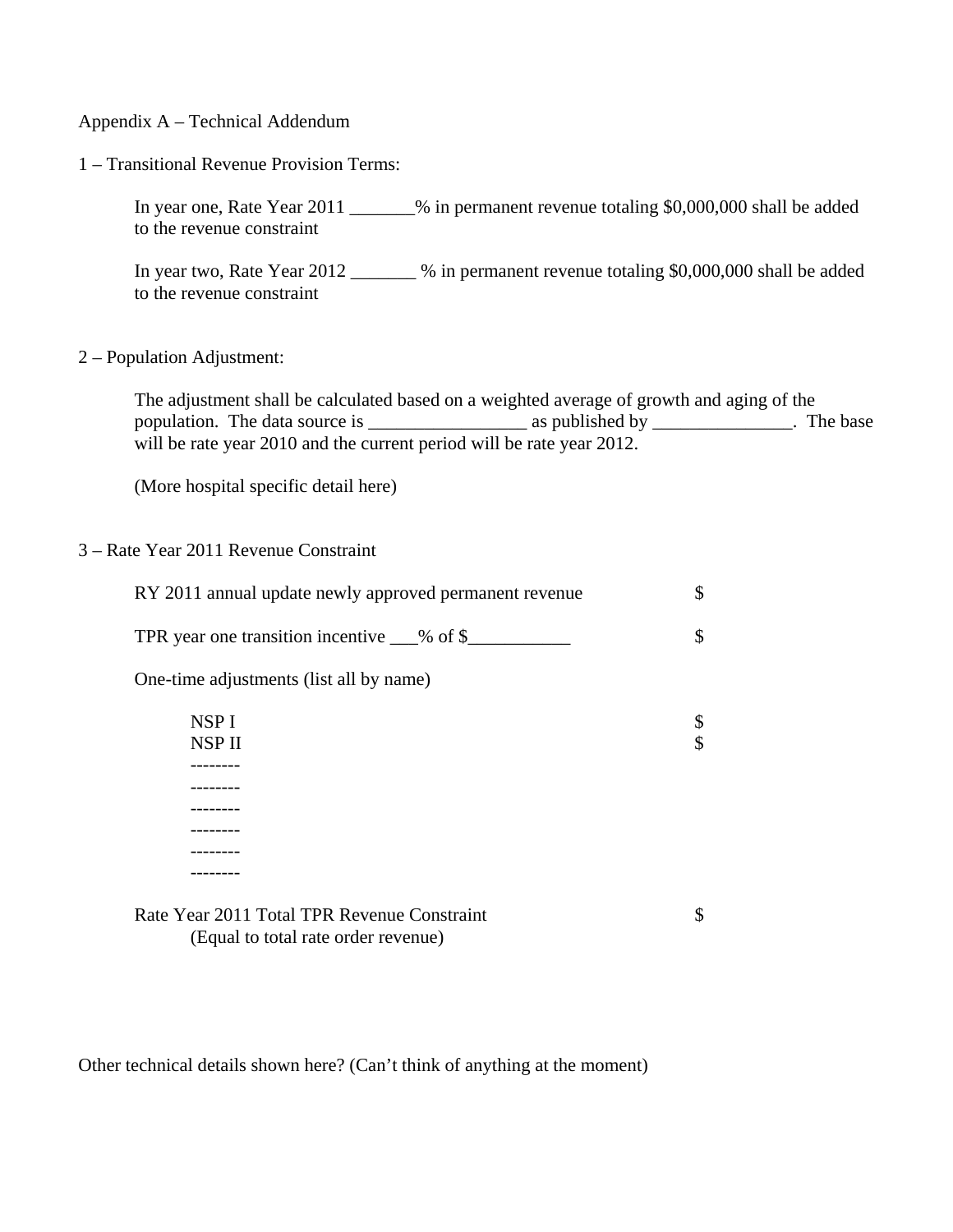Appendix A – Technical Addendum

1 – Transitional Revenue Provision Terms:

In year one, Rate Year 2011 _______% in permanent revenue totaling $0,000,000 shall be added to the revenue constraint

In year two, Rate Year 2012 _______ % in permanent revenue totaling $0,000,000 shall be added to the revenue constraint

2 – Population Adjustment:

The adjustment shall be calculated based on a weighted average of growth and aging of the population. The data source is _________________ as published by _______________. The base will be rate year 2010 and the current period will be rate year 2012.

(More hospital specific detail here)

3 – Rate Year 2011 Revenue Constraint

| | |
|---|---|
| RY 2011 annual update newly approved permanent revenue | $ |
| TPR year one transition incentive ___% of $___________ | $ |
| One-time adjustments (list all by name) | |
| NSP I | $ |
| NSP II | $ |
| -------- | |
| -------- | |
| -------- | |
| -------- | |
| -------- | |
| -------- | |
| Rate Year 2011 Total TPR Revenue Constraint (Equal to total rate order revenue) | $ |

Other technical details shown here? (Can't think of anything at the moment)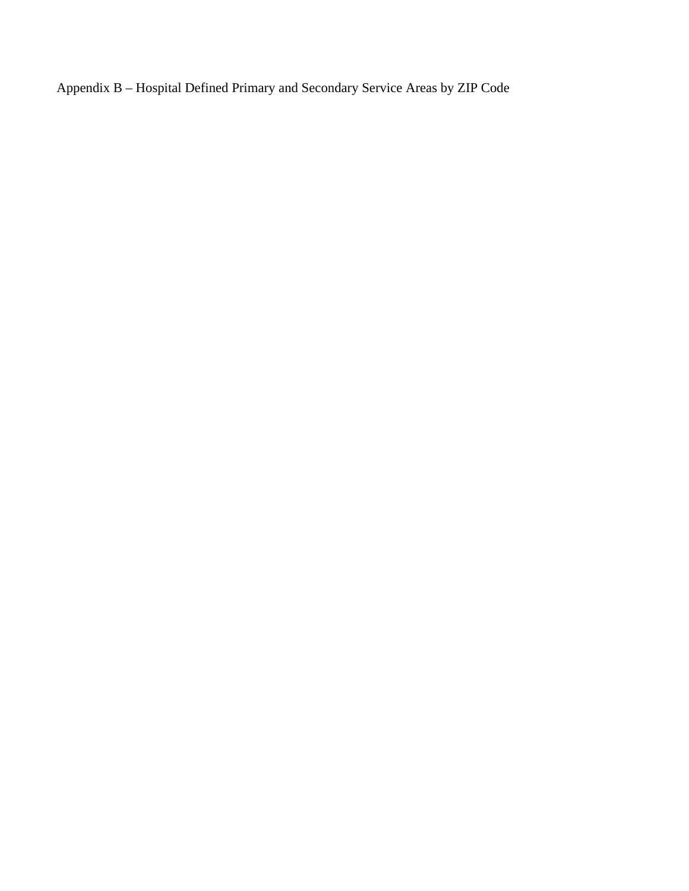Appendix B – Hospital Defined Primary and Secondary Service Areas by ZIP Code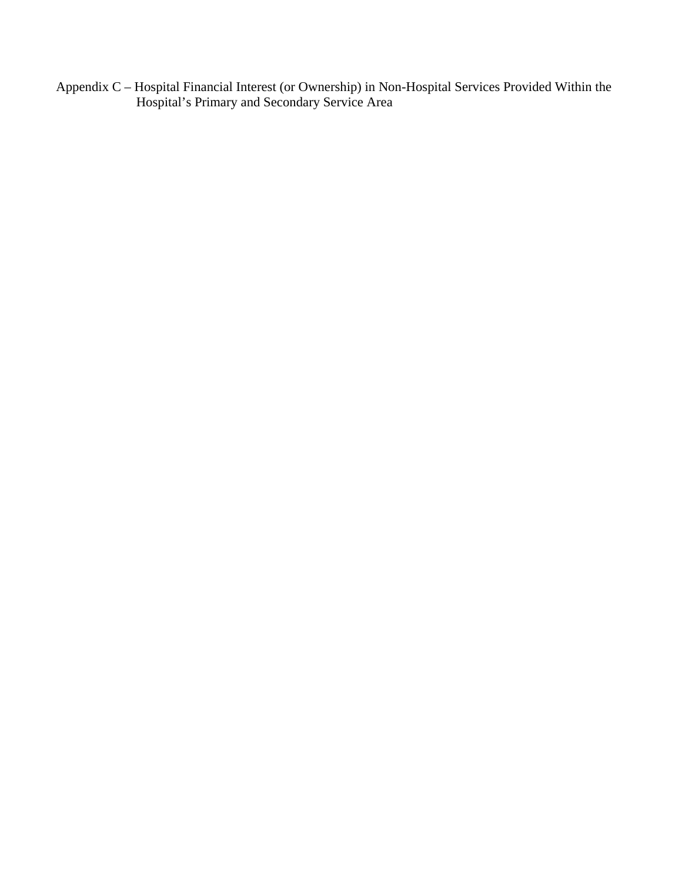Appendix C – Hospital Financial Interest (or Ownership) in Non-Hospital Services Provided Within the Hospital's Primary and Secondary Service Area